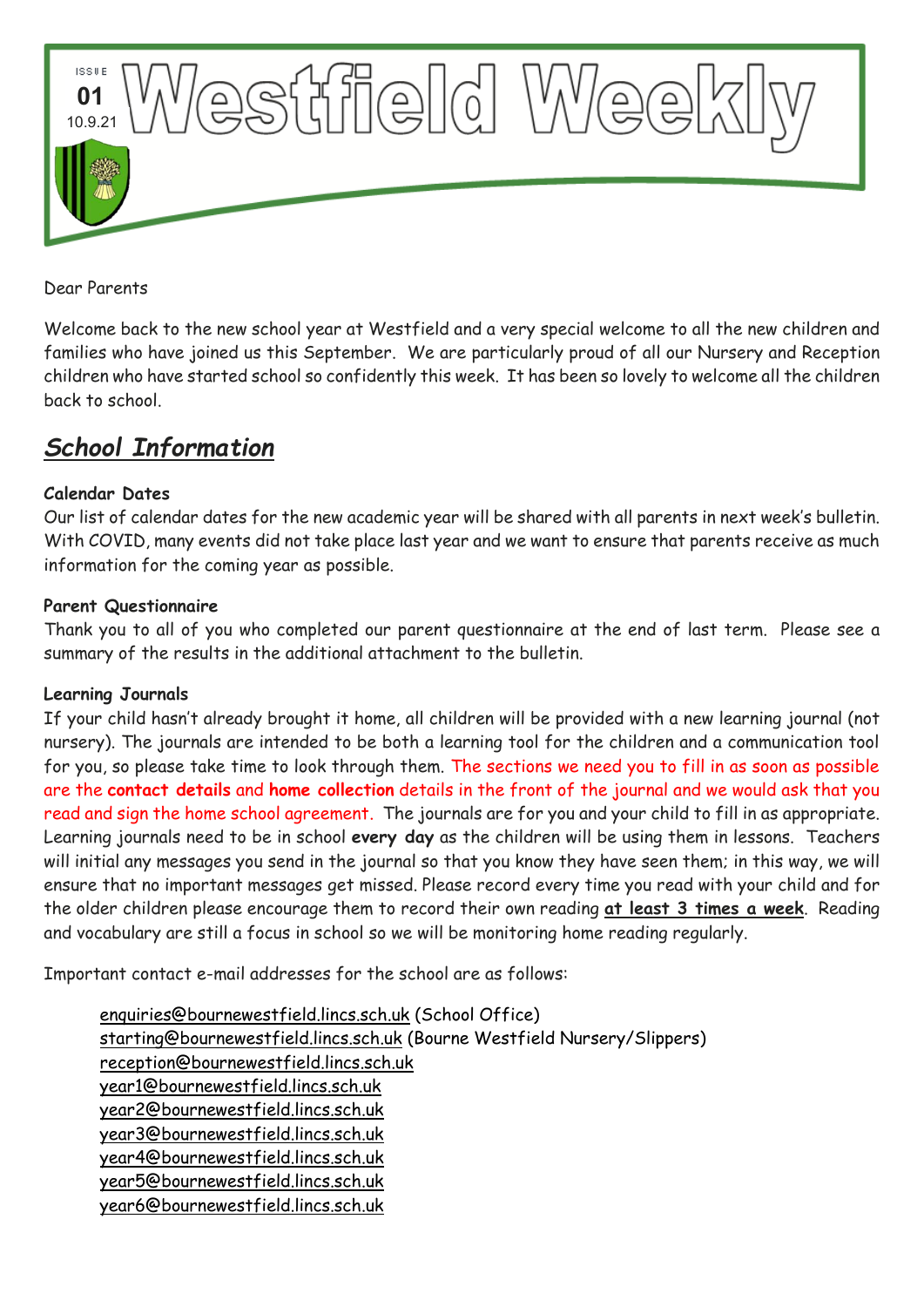# Westfield Weekly

ISSUE **01** 10.9.21

Dear Parents

Welcome back to the new school year at Westfield and a very special welcome to all the new children and families who have joined us this September. We are particularly proud of all our Nursery and Reception children who have started school so confidently this week. It has been so lovely to welcome all the children back to school.

## ***School Information***

**Calendar Dates**

Our list of calendar dates for the new academic year will be shared with all parents in next week's bulletin. With COVID, many events did not take place last year and we want to ensure that parents receive as much information for the coming year as possible.

**Parent Questionnaire**

Thank you to all of you who completed our parent questionnaire at the end of last term. Please see a summary of the results in the additional attachment to the bulletin.

**Learning Journals**

If your child hasn't already brought it home, all children will be provided with a new learning journal (not nursery). The journals are intended to be both a learning tool for the children and a communication tool for you, so please take time to look through them. The sections we need you to fill in as soon as possible are the **contact details** and **home collection** details in the front of the journal and we would ask that you read and sign the home school agreement. The journals are for you and your child to fill in as appropriate. Learning journals need to be in school **every day** as the children will be using them in lessons. Teachers will initial any messages you send in the journal so that you know they have seen them; in this way, we will ensure that no important messages get missed. Please record every time you read with your child and for the older children please encourage them to record their own reading **at least 3 times a week**. Reading and vocabulary are still a focus in school so we will be monitoring home reading regularly.

Important contact e-mail addresses for the school are as follows:

- enquiries@bournewestfield.lincs.sch.uk (School Office)
- starting@bournewestfield.lincs.sch.uk (Bourne Westfield Nursery/Slippers)
- reception@bournewestfield.lincs.sch.uk
- year1@bournewestfield.lincs.sch.uk
- year2@bournewestfield.lincs.sch.uk
- year3@bournewestfield.lincs.sch.uk
- year4@bournewestfield.lincs.sch.uk
- year5@bournewestfield.lincs.sch.uk
- year6@bournewestfield.lincs.sch.uk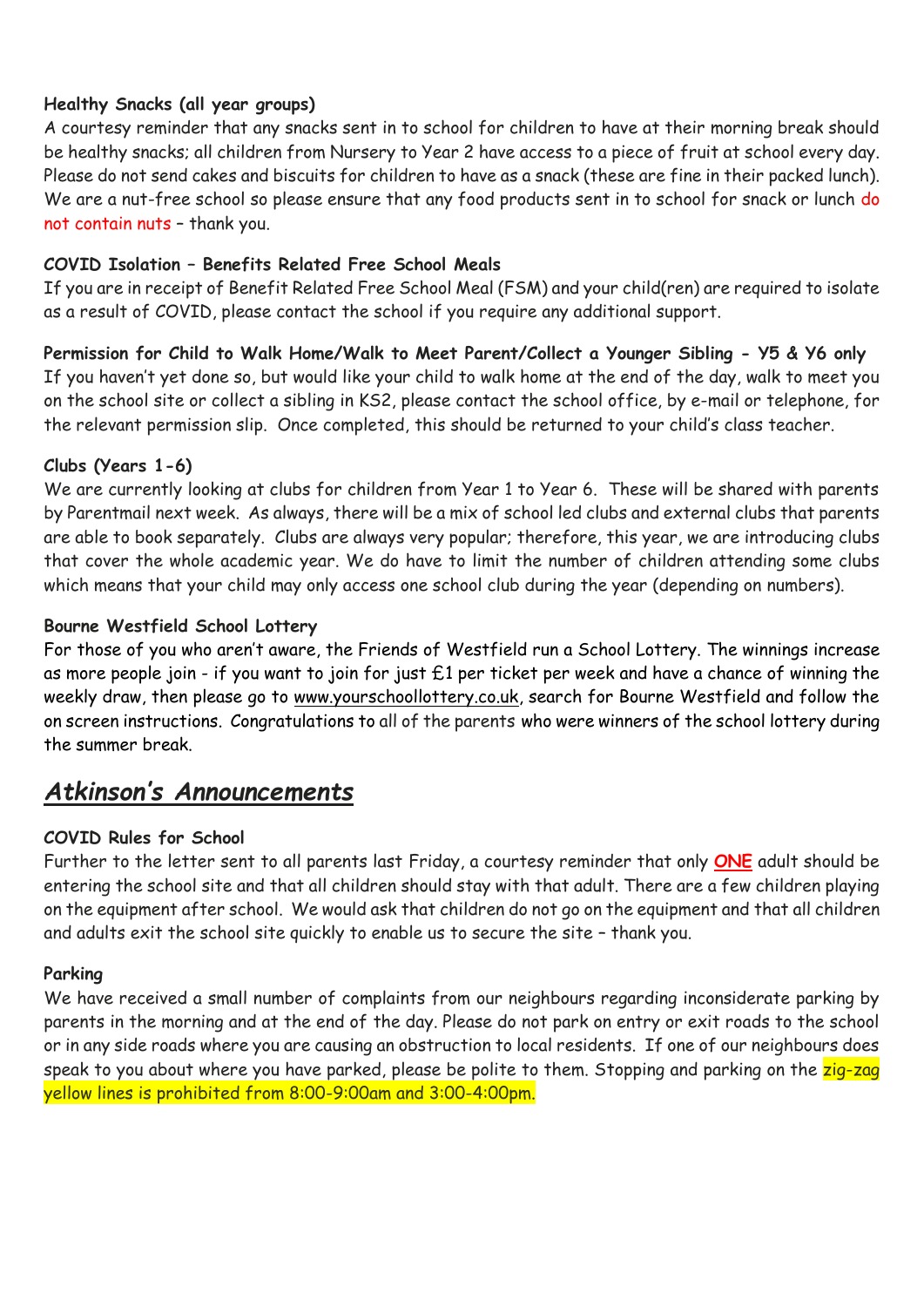**Healthy Snacks (all year groups)**

A courtesy reminder that any snacks sent in to school for children to have at their morning break should be healthy snacks; all children from Nursery to Year 2 have access to a piece of fruit at school every day. Please do not send cakes and biscuits for children to have as a snack (these are fine in their packed lunch). We are a nut-free school so please ensure that any food products sent in to school for snack or lunch do not contain nuts – thank you.

**COVID Isolation – Benefits Related Free School Meals**

If you are in receipt of Benefit Related Free School Meal (FSM) and your child(ren) are required to isolate as a result of COVID, please contact the school if you require any additional support.

**Permission for Child to Walk Home/Walk to Meet Parent/Collect a Younger Sibling - Y5 & Y6 only**

If you haven't yet done so, but would like your child to walk home at the end of the day, walk to meet you on the school site or collect a sibling in KS2, please contact the school office, by e-mail or telephone, for the relevant permission slip. Once completed, this should be returned to your child's class teacher.

**Clubs (Years 1-6)**

We are currently looking at clubs for children from Year 1 to Year 6. These will be shared with parents by Parentmail next week. As always, there will be a mix of school led clubs and external clubs that parents are able to book separately. Clubs are always very popular; therefore, this year, we are introducing clubs that cover the whole academic year. We do have to limit the number of children attending some clubs which means that your child may only access one school club during the year (depending on numbers).

**Bourne Westfield School Lottery**

For those of you who aren't aware, the Friends of Westfield run a School Lottery. The winnings increase as more people join - if you want to join for just £1 per ticket per week and have a chance of winning the weekly draw, then please go to www.yourschoollottery.co.uk, search for Bourne Westfield and follow the on screen instructions. Congratulations to all of the parents who were winners of the school lottery during the summer break.

## *Atkinson's Announcements*

**COVID Rules for School**

Further to the letter sent to all parents last Friday, a courtesy reminder that only **ONE** adult should be entering the school site and that all children should stay with that adult. There are a few children playing on the equipment after school. We would ask that children do not go on the equipment and that all children and adults exit the school site quickly to enable us to secure the site – thank you.

**Parking**

We have received a small number of complaints from our neighbours regarding inconsiderate parking by parents in the morning and at the end of the day. Please do not park on entry or exit roads to the school or in any side roads where you are causing an obstruction to local residents. If one of our neighbours does speak to you about where you have parked, please be polite to them. Stopping and parking on the zig-zag yellow lines is prohibited from 8:00-9:00am and 3:00-4:00pm.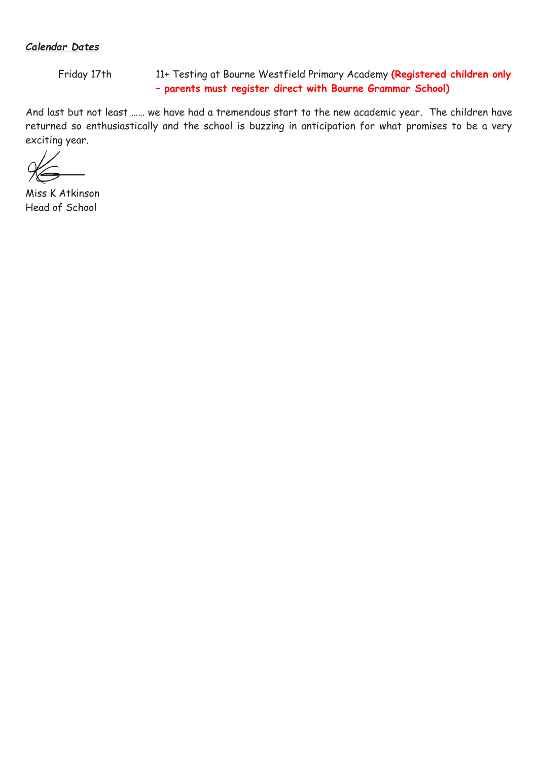***Calendar Dates***

| | |
|---|---|
| Friday 17th | 11+ Testing at Bourne Westfield Primary Academy **(Registered children only – parents must register direct with Bourne Grammar School)** |

And last but not least …… we have had a tremendous start to the new academic year. The children have returned so enthusiastically and the school is buzzing in anticipation for what promises to be a very exciting year.

Miss K Atkinson
Head of School